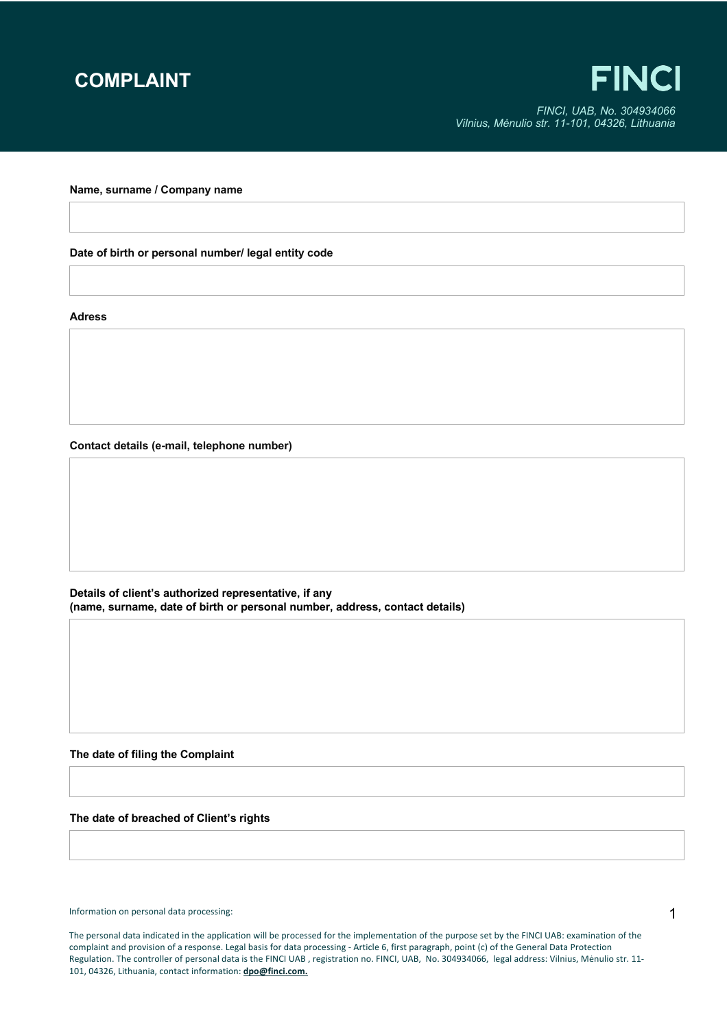# COMPLAINT

**FINCI**

*FINCI, UAB, No. 304934066*
*Vilnius, Mėnulio str. 11-101, 04326, Lithuania*

**Name, surname / Company name**

**Date of birth or personal number/ legal entity code**

**Adress**

**Contact details (e-mail, telephone number)**

**Details of client's authorized representative, if any**
**(name, surname, date of birth or personal number, address, contact details)**

**The date of filing the Complaint**

**The date of breached of Client's rights**

Information on personal data processing:

The personal data indicated in the application will be processed for the implementation of the purpose set by the FINCI UAB: examination of the complaint and provision of a response. Legal basis for data processing - Article 6, first paragraph, point (c) of the General Data Protection Regulation. The controller of personal data is the FINCI UAB , registration no. FINCI, UAB, No. 304934066, legal address: Vilnius, Mėnulio str. 11-101, 04326, Lithuania, contact information: **dpo@finci.com.**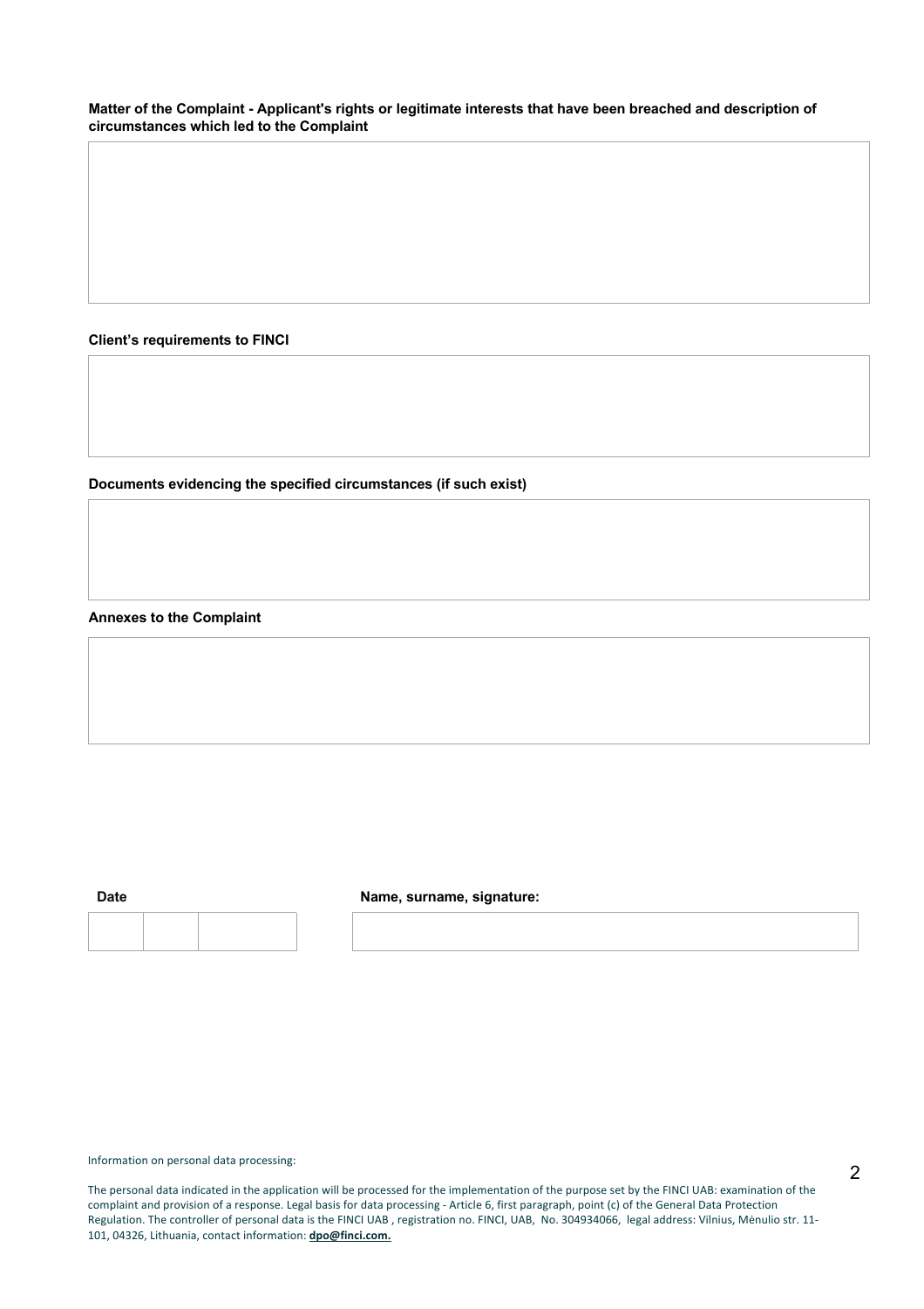**Matter of the Complaint - Applicant's rights or legitimate interests that have been breached and description of circumstances which led to the Complaint**

**Client's requirements to FINCI**

**Documents evidencing the specified circumstances (if such exist)**

**Annexes to the Complaint**

**Date**

| | | |
|---|---|---|
| | | |

**Name, surname, signature:**

Information on personal data processing:

The personal data indicated in the application will be processed for the implementation of the purpose set by the FINCI UAB: examination of the complaint and provision of a response. Legal basis for data processing - Article 6, first paragraph, point (c) of the General Data Protection Regulation. The controller of personal data is the FINCI UAB , registration no. FINCI, UAB, No. 304934066, legal address: Vilnius, Mėnulio str. 11-101, 04326, Lithuania, contact information: **dpo@finci.com.**